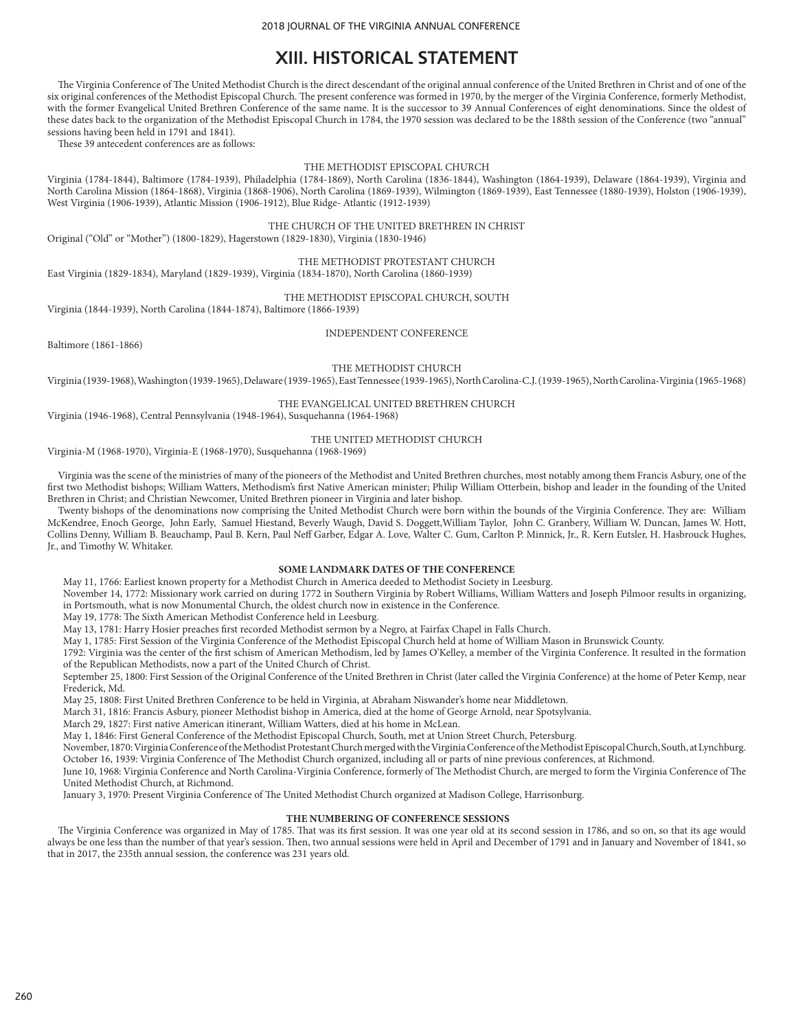# XIII. HISTORICAL STATEMENT

The Virginia Conference of The United Methodist Church is the direct descendant of the original annual conference of the United Brethren in Christ and of one of the six original conferences of the Methodist Episcopal Church. The present conference was formed in 1970, by the merger of the Virginia Conference, formerly Methodist, with the former Evangelical United Brethren Conference of the same name. It is the successor to 39 Annual Conferences of eight denominations. Since the oldest of these dates back to the organization of the Methodist Episcopal Church in 1784, the 1970 session was declared to be the 188th session of the Conference (two "annual" sessions having been held in 1791 and 1841).

These 39 antecedent conferences are as follows:

THE METHODIST EPISCOPAL CHURCH

Virginia (1784-1844), Baltimore (1784-1939), Philadelphia (1784-1869), North Carolina (1836-1844), Washington (1864-1939), Delaware (1864-1939), Virginia and North Carolina Mission (1864-1868), Virginia (1868-1906), North Carolina (1869-1939), Wilmington (1869-1939), East Tennessee (1880-1939), Holston (1906-1939), West Virginia (1906-1939), Atlantic Mission (1906-1912), Blue Ridge- Atlantic (1912-1939)

THE CHURCH OF THE UNITED BRETHREN IN CHRIST

Original ("Old" or "Mother") (1800-1829), Hagerstown (1829-1830), Virginia (1830-1946)

THE METHODIST PROTESTANT CHURCH

East Virginia (1829-1834), Maryland (1829-1939), Virginia (1834-1870), North Carolina (1860-1939)

THE METHODIST EPISCOPAL CHURCH, SOUTH

Virginia (1844-1939), North Carolina (1844-1874), Baltimore (1866-1939)

INDEPENDENT CONFERENCE

Baltimore (1861-1866)

THE METHODIST CHURCH

Virginia (1939-1968), Washington (1939-1965), Delaware (1939-1965), East Tennessee (1939-1965), North Carolina-C.J. (1939-1965), North Carolina-Virginia (1965-1968)

THE EVANGELICAL UNITED BRETHREN CHURCH

Virginia (1946-1968), Central Pennsylvania (1948-1964), Susquehanna (1964-1968)

THE UNITED METHODIST CHURCH

Virginia-M (1968-1970), Virginia-E (1968-1970), Susquehanna (1968-1969)

Virginia was the scene of the ministries of many of the pioneers of the Methodist and United Brethren churches, most notably among them Francis Asbury, one of the first two Methodist bishops; William Watters, Methodism's first Native American minister; Philip William Otterbein, bishop and leader in the founding of the United Brethren in Christ; and Christian Newcomer, United Brethren pioneer in Virginia and later bishop.

Twenty bishops of the denominations now comprising the United Methodist Church were born within the bounds of the Virginia Conference. They are: William McKendree, Enoch George, John Early, Samuel Hiestand, Beverly Waugh, David S. Doggett, William Taylor, John C. Granbery, William W. Duncan, James W. Hott, Collins Denny, William B. Beauchamp, Paul B. Kern, Paul Neff Garber, Edgar A. Love, Walter C. Gum, Carlton P. Minnick, Jr., R. Kern Eutsler, H. Hasbrouck Hughes, Jr., and Timothy W. Whitaker.

## SOME LANDMARK DATES OF THE CONFERENCE

May 11, 1766: Earliest known property for a Methodist Church in America deeded to Methodist Society in Leesburg.

November 14, 1772: Missionary work carried on during 1772 in Southern Virginia by Robert Williams, William Watters and Joseph Pilmoor results in organizing, in Portsmouth, what is now Monumental Church, the oldest church now in existence in the Conference.

May 19, 1778: The Sixth American Methodist Conference held in Leesburg.

May 13, 1781: Harry Hosier preaches first recorded Methodist sermon by a Negro, at Fairfax Chapel in Falls Church.

May 1, 1785: First Session of the Virginia Conference of the Methodist Episcopal Church held at home of William Mason in Brunswick County.

1792: Virginia was the center of the first schism of American Methodism, led by James O'Kelley, a member of the Virginia Conference. It resulted in the formation of the Republican Methodists, now a part of the United Church of Christ.

September 25, 1800: First Session of the Original Conference of the United Brethren in Christ (later called the Virginia Conference) at the home of Peter Kemp, near Frederick, Md.

May 25, 1808: First United Brethren Conference to be held in Virginia, at Abraham Niswander's home near Middletown.

March 31, 1816: Francis Asbury, pioneer Methodist bishop in America, died at the home of George Arnold, near Spotsylvania.

March 29, 1827: First native American itinerant, William Watters, died at his home in McLean.

May 1, 1846: First General Conference of the Methodist Episcopal Church, South, met at Union Street Church, Petersburg.

November, 1870: Virginia Conference of the Methodist Protestant Church merged with the Virginia Conference of the Methodist Episcopal Church, South, at Lynchburg.

October 16, 1939: Virginia Conference of The Methodist Church organized, including all or parts of nine previous conferences, at Richmond.

June 10, 1968: Virginia Conference and North Carolina-Virginia Conference, formerly of The Methodist Church, are merged to form the Virginia Conference of The United Methodist Church, at Richmond.

January 3, 1970: Present Virginia Conference of The United Methodist Church organized at Madison College, Harrisonburg.

## THE NUMBERING OF CONFERENCE SESSIONS

The Virginia Conference was organized in May of 1785. That was its first session. It was one year old at its second session in 1786, and so on, so that its age would always be one less than the number of that year's session. Then, two annual sessions were held in April and December of 1791 and in January and November of 1841, so that in 2017, the 235th annual session, the conference was 231 years old.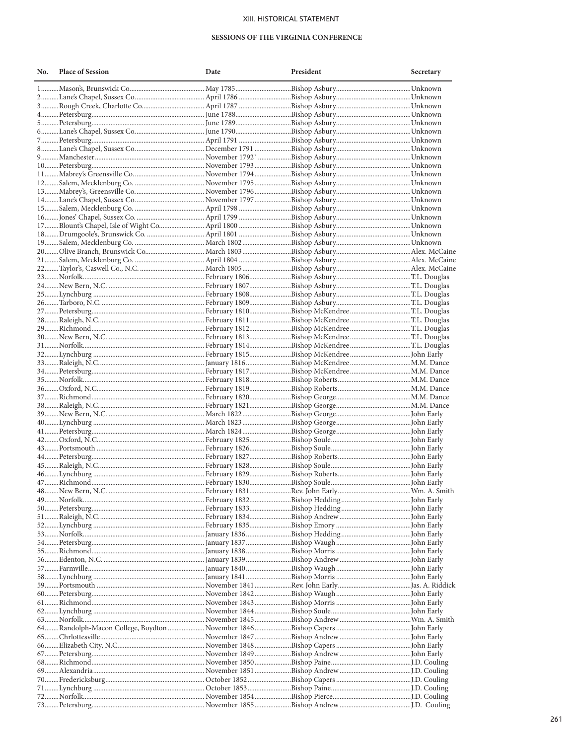XIII. HISTORICAL STATEMENT

## SESSIONS OF THE VIRGINIA CONFERENCE

| No. | Place of Session | Date | President | Secretary |
|---|---|---|---|---|
| 1 | Mason's, Brunswick Co. | May 1785 | Bishop Asbury | Unknown |
| 2 | Lane's Chapel, Sussex Co. | April 1786 | Bishop Asbury | Unknown |
| 3 | Rough Creek, Charlotte Co. | April 1787 | Bishop Asbury | Unknown |
| 4 | Petersburg | June 1788 | Bishop Asbury | Unknown |
| 5 | Petersburg | June 1789 | Bishop Asbury | Unknown |
| 6 | Lane's Chapel, Sussex Co. | June 1790 | Bishop Asbury | Unknown |
| 7 | Petersburg | April 1791 | Bishop Asbury | Unknown |
| 8 | Lane's Chapel, Sussex Co. | December 1791 | Bishop Asbury | Unknown |
| 9 | Manchester | November 1792` | Bishop Asbury | Unknown |
| 10 | Petersburg | November 1793 | Bishop Asbury | Unknown |
| 11 | Mabrey's Greensville Co. | November 1794 | Bishop Asbury | Unknown |
| 12 | Salem, Mecklenburg Co. | November 1795 | Bishop Asbury | Unknown |
| 13 | Mabrey's, Greensville Co. | November 1796 | Bishop Asbury | Unknown |
| 14 | Lane's Chapel, Sussex Co. | November 1797 | Bishop Asbury | Unknown |
| 15 | Salem, Mecklenburg Co. | April 1798 | Bishop Asbury | Unknown |
| 16 | Jones' Chapel, Sussex Co. | April 1799 | Bishop Asbury | Unknown |
| 17 | Blount's Chapel, Isle of Wight Co. | April 1800 | Bishop Asbury | Unknown |
| 18 | Drumgoole's, Brunswick Co. | April 1801 | Bishop Asbury | Unknown |
| 19 | Salem, Mecklenburg Co. | March 1802 | Bishop Asbury | Unknown |
| 20 | Olive Branch, Brunswick Co. | March 1803 | Bishop Asbury | Alex. McCaine |
| 21 | Salem, Mecklenburg Co. | April 1804 | Bishop Asbury | Alex. McCaine |
| 22 | Taylor's, Caswell Co., N.C. | March 1805 | Bishop Asbury | Alex. McCaine |
| 23 | Norfolk | February 1806 | Bishop Asbury | T.L. Douglas |
| 24 | New Bern, N.C. | February 1807 | Bishop Asbury | T.L. Douglas |
| 25 | Lynchburg | February 1808 | Bishop Asbury | T.L. Douglas |
| 26 | Tarboro, N.C. | February 1809 | Bishop Asbury | T.L. Douglas |
| 27 | Petersburg | February 1810 | Bishop McKendree | T.L. Douglas |
| 28 | Raleigh, N.C. | February 1811 | Bishop McKendree | T.L. Douglas |
| 29 | Richmond | February 1812 | Bishop McKendree | T.L. Douglas |
| 30 | New Bern, N.C. | February 1813 | Bishop McKendree | T.L. Douglas |
| 31 | Norfolk | February 1814 | Bishop McKendree | T.L. Douglas |
| 32 | Lynchburg | February 1815 | Bishop McKendree | John Early |
| 33 | Raleigh, N.C. | January 1816 | Bishop McKendree | M.M. Dance |
| 34 | Petersburg | February 1817 | Bishop McKendree | M.M. Dance |
| 35 | Norfolk | February 1818 | Bishop Roberts | M.M. Dance |
| 36 | Oxford, N.C. | February 1819 | Bishop Roberts | M.M. Dance |
| 37 | Richmond | February 1820 | Bishop George | M.M. Dance |
| 38 | Raleigh, N.C. | February 1821 | Bishop George | M.M. Dance |
| 39 | New Bern, N.C. | March 1822 | Bishop George | John Early |
| 40 | Lynchburg | March 1823 | Bishop George | John Early |
| 41 | Petersburg | March 1824 | Bishop George | John Early |
| 42 | Oxford, N.C. | February 1825 | Bishop Soule | John Early |
| 43 | Portsmouth | February 1826 | Bishop Soule | John Early |
| 44 | Petersburg | February 1827 | Bishop Roberts | John Early |
| 45 | Raleigh, N.C. | February 1828 | Bishop Soule | John Early |
| 46 | Lynchburg | February 1829 | Bishop Roberts | John Early |
| 47 | Richmond | February 1830 | Bishop Soule | John Early |
| 48 | New Bern, N.C. | February 1831 | Rev. John Early | Wm. A. Smith |
| 49 | Norfolk | February 1832 | Bishop Hedding | John Early |
| 50 | Petersburg | February 1833 | Bishop Hedding | John Early |
| 51 | Raleigh, N.C. | February 1834 | Bishop Andrew | John Early |
| 52 | Lynchburg | February 1835 | Bishop Emory | John Early |
| 53 | Norfolk | January 1836 | Bishop Hedding | John Early |
| 54 | Petersburg | January 1837 | Bishop Waugh | John Early |
| 55 | Richmond | January 1838 | Bishop Morris | John Early |
| 56 | Edenton, N.C. | January 1839 | Bishop Andrew | John Early |
| 57 | Farmville | January 1840 | Bishop Waugh | John Early |
| 58 | Lynchburg | January 1841 | Bishop Morris | John Early |
| 59 | Portsmouth | November 1841 | Rev. John Early | Jas. A. Riddick |
| 60 | Petersburg | November 1842 | Bishop Waugh | John Early |
| 61 | Richmond | November 1843 | Bishop Morris | John Early |
| 62 | Lynchburg | November 1844 | Bishop Soule | John Early |
| 63 | Norfolk | November 1845 | Bishop Andrew | Wm. A. Smith |
| 64 | Randolph-Macon College, Boydton | November 1846 | Bishop Capers | John Early |
| 65 | Chrlottesville | November 1847 | Bishop Andrew | John Early |
| 66 | Elizabeth City, N.C. | November 1848 | Bishop Capers | John Early |
| 67 | Petersburg | November 1849 | Bishop Andrew | John Early |
| 68 | Richmond | November 1850 | Bishop Paine | J.D. Couling |
| 69 | Alexandria | November 1851 | Bishop Andrew | J.D. Couling |
| 70 | Fredericksburg | October 1852 | Bishop Capers | J.D. Couling |
| 71 | Lynchburg | October 1853 | Bishop Paine | J.D. Couling |
| 72 | Norfolk | November 1854 | Bishop Pierce | J.D. Couling |
| 73 | Petersburg | November 1855 | Bishop Andrew | J.D. Couling |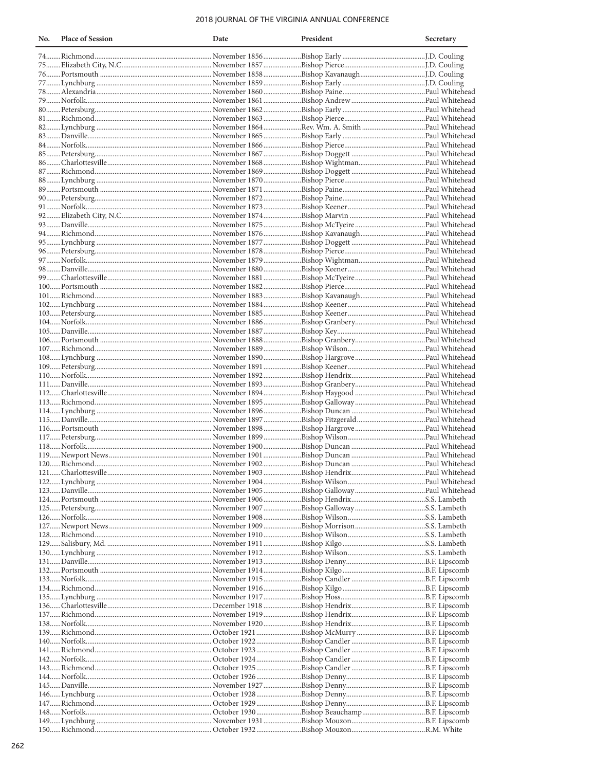| No. | Place of Session | Date | President | Secretary |
|---|---|---|---|---|
| 74 | Richmond | November 1856 | Bishop Early | J.D. Couling |
| 75 | Elizabeth City, N.C. | November 1857 | Bishop Pierce | J.D. Couling |
| 76 | Portsmouth | November 1858 | Bishop Kavanaugh | J.D. Couling |
| 77 | Lynchburg | November 1859 | Bishop Early | J.D. Couling |
| 78 | Alexandria | November 1860 | Bishop Paine | Paul Whitehead |
| 79 | Norfolk | November 1861 | Bishop Andrew | Paul Whitehead |
| 80 | Petersburg | November 1862 | Bishop Early | Paul Whitehead |
| 81 | Richmond | November 1863 | Bishop Pierce | Paul Whitehead |
| 82 | Lynchburg | November 1864 | Rev. Wm. A. Smith | Paul Whitehead |
| 83 | Danville | November 1865 | Bishop Early | Paul Whitehead |
| 84 | Norfolk | November 1866 | Bishop Pierce | Paul Whitehead |
| 85 | Petersburg | November 1867 | Bishop Doggett | Paul Whitehead |
| 86 | Charlottesville | November 1868 | Bishop Wightman | Paul Whitehead |
| 87 | Richmond | November 1869 | Bishop Doggett | Paul Whitehead |
| 88 | Lynchburg | November 1870 | Bishop Pierce | Paul Whitehead |
| 89 | Portsmouth | November 1871 | Bishop Paine | Paul Whitehead |
| 90 | Petersburg | November 1872 | Bishop Paine | Paul Whitehead |
| 91 | Norfolk | November 1873 | Bishop Keener | Paul Whitehead |
| 92 | Elizabeth City, N.C. | November 1874 | Bishop Marvin | Paul Whitehead |
| 93 | Danville | November 1875 | Bishop McTyeire | Paul Whitehead |
| 94 | Richmond | November 1876 | Bishop Kavanaugh | Paul Whitehead |
| 95 | Lynchburg | November 1877 | Bishop Doggett | Paul Whitehead |
| 96 | Petersburg | November 1878 | Bishop Pierce | Paul Whitehead |
| 97 | Norfolk | November 1879 | Bishop Wightman | Paul Whitehead |
| 98 | Danville | November 1880 | Bishop Keener | Paul Whitehead |
| 99 | Charlottesville | November 1881 | Bishop McTyeire | Paul Whitehead |
| 100 | Portsmouth | November 1882 | Bishop Pierce | Paul Whitehead |
| 101 | Richmond | November 1883 | Bishop Kavanaugh | Paul Whitehead |
| 102 | Lynchburg | November 1884 | Bishop Keener | Paul Whitehead |
| 103 | Petersburg | November 1885 | Bishop Keener | Paul Whitehead |
| 104 | Norfolk | November 1886 | Bishop Granbery | Paul Whitehead |
| 105 | Danville | November 1887 | Bishop Key | Paul Whitehead |
| 106 | Portsmouth | November 1888 | Bishop Granbery | Paul Whitehead |
| 107 | Richmond | November 1889 | Bishop Wilson | Paul Whitehead |
| 108 | Lynchburg | November 1890 | Bishop Hargrove | Paul Whitehead |
| 109 | Petersburg | November 1891 | Bishop Keener | Paul Whitehead |
| 110 | Norfolk | November 1892 | Bishop Hendrix | Paul Whitehead |
| 111 | Danville | November 1893 | Bishop Granbery | Paul Whitehead |
| 112 | Charlottesville | November 1894 | Bishop Haygood | Paul Whitehead |
| 113 | Richmond | November 1895 | Bishop Galloway | Paul Whitehead |
| 114 | Lynchburg | November 1896 | Bishop Duncan | Paul Whitehead |
| 115 | Danville | November 1897 | Bishop Fitzgerald | Paul Whitehead |
| 116 | Portsmouth | November 1898 | Bishop Hargrove | Paul Whitehead |
| 117 | Petersburg | November 1899 | Bishop Wilson | Paul Whitehead |
| 118 | Norfolk | November 1900 | Bishop Duncan | Paul Whitehead |
| 119 | Newport News | November 1901 | Bishop Duncan | Paul Whitehead |
| 120 | Richmond | November 1902 | Bishop Duncan | Paul Whitehead |
| 121 | Charlottesville | November 1903 | Bishop Hendrix | Paul Whitehead |
| 122 | Lynchburg | November 1904 | Bishop Wilson | Paul Whitehead |
| 123 | Danville | November 1905 | Bishop Galloway | Paul Whitehead |
| 124 | Portsmouth | November 1906 | Bishop Hendrix | S.S. Lambeth |
| 125 | Petersburg | November 1907 | Bishop Galloway | S.S. Lambeth |
| 126 | Norfolk | November 1908 | Bishop Wilson | S.S. Lambeth |
| 127 | Newport News | November 1909 | Bishop Morrison | S.S. Lambeth |
| 128 | Richmond | November 1910 | Bishop Wilson | S.S. Lambeth |
| 129 | Salisbury, Md. | November 1911 | Bishop Kilgo | S.S. Lambeth |
| 130 | Lynchburg | November 1912 | Bishop Wilson | S.S. Lambeth |
| 131 | Danville | November 1913 | Bishop Denny | B.F. Lipscomb |
| 132 | Portsmouth | November 1914 | Bishop Kilgo | B.F. Lipscomb |
| 133 | Norfolk | November 1915 | Bishop Candler | B.F. Lipscomb |
| 134 | Richmond | November 1916 | Bishop Kilgo | B.F. Lipscomb |
| 135 | Lynchburg | November 1917 | Bishop Hoss | B.F. Lipscomb |
| 136 | Charlottesville | December 1918 | Bishop Hendrix | B.F. Lipscomb |
| 137 | Richmond | November 1919 | Bishop Hendrix | B.F. Lipscomb |
| 138 | Norfolk | November 1920 | Bishop Hendrix | B.F. Lipscomb |
| 139 | Richmond | October 1921 | Bishop McMurry | B.F. Lipscomb |
| 140 | Norfolk | October 1922 | Bishop Candler | B.F. Lipscomb |
| 141 | Richmond | October 1923 | Bishop Candler | B.F. Lipscomb |
| 142 | Norfolk | October 1924 | Bishop Candler | B.F. Lipscomb |
| 143 | Richmond | October 1925 | Bishop Candler | B.F. Lipscomb |
| 144 | Norfolk | October 1926 | Bishop Denny | B.F. Lipscomb |
| 145 | Danville | November 1927 | Bishop Denny | B.F. Lipscomb |
| 146 | Lynchburg | October 1928 | Bishop Denny | B.F. Lipscomb |
| 147 | Richmond | October 1929 | Bishop Denny | B.F. Lipscomb |
| 148 | Norfolk | October 1930 | Bishop Beauchamp | B.F. Lipscomb |
| 149 | Lynchburg | November 1931 | Bishop Mouzon | B.F. Lipscomb |
| 150 | Richmond | October 1932 | Bishop Mouzon | R.M. White |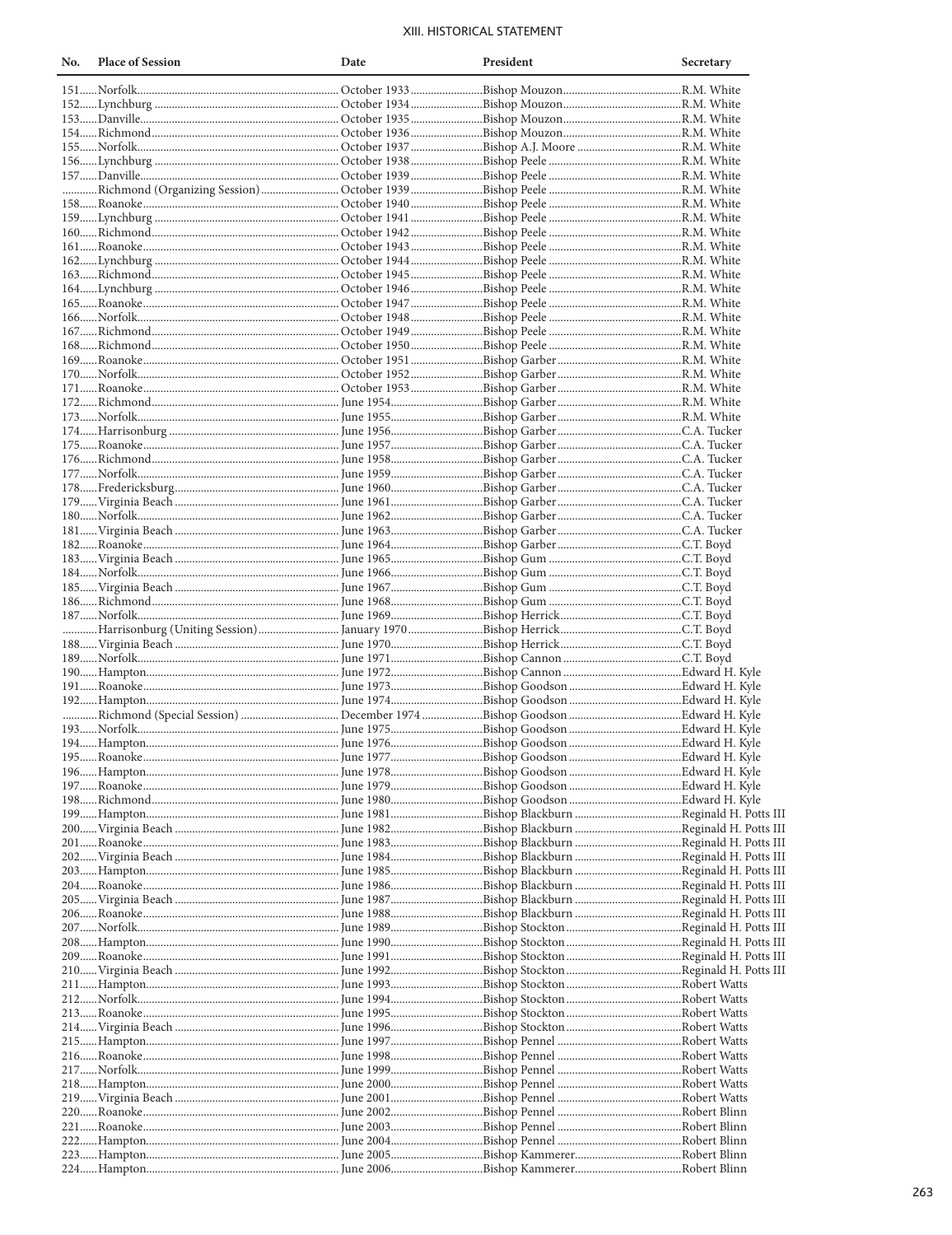## XIII. HISTORICAL STATEMENT

| No. | Place of Session | Date | President | Secretary |
|---|---|---|---|---|
| 151 | Norfolk | October 1933 | Bishop Mouzon | R.M. White |
| 152 | Lynchburg | October 1934 | Bishop Mouzon | R.M. White |
| 153 | Danville | October 1935 | Bishop Mouzon | R.M. White |
| 154 | Richmond | October 1936 | Bishop Mouzon | R.M. White |
| 155 | Norfolk | October 1937 | Bishop A.J. Moore | R.M. White |
| 156 | Lynchburg | October 1938 | Bishop Peele | R.M. White |
| 157 | Danville | October 1939 | Bishop Peele | R.M. White |
| | Richmond (Organizing Session) | October 1939 | Bishop Peele | R.M. White |
| 158 | Roanoke | October 1940 | Bishop Peele | R.M. White |
| 159 | Lynchburg | October 1941 | Bishop Peele | R.M. White |
| 160 | Richmond | October 1942 | Bishop Peele | R.M. White |
| 161 | Roanoke | October 1943 | Bishop Peele | R.M. White |
| 162 | Lynchburg | October 1944 | Bishop Peele | R.M. White |
| 163 | Richmond | October 1945 | Bishop Peele | R.M. White |
| 164 | Lynchburg | October 1946 | Bishop Peele | R.M. White |
| 165 | Roanoke | October 1947 | Bishop Peele | R.M. White |
| 166 | Norfolk | October 1948 | Bishop Peele | R.M. White |
| 167 | Richmond | October 1949 | Bishop Peele | R.M. White |
| 168 | Richmond | October 1950 | Bishop Peele | R.M. White |
| 169 | Roanoke | October 1951 | Bishop Garber | R.M. White |
| 170 | Norfolk | October 1952 | Bishop Garber | R.M. White |
| 171 | Roanoke | October 1953 | Bishop Garber | R.M. White |
| 172 | Richmond | June 1954 | Bishop Garber | R.M. White |
| 173 | Norfolk | June 1955 | Bishop Garber | R.M. White |
| 174 | Harrisonburg | June 1956 | Bishop Garber | C.A. Tucker |
| 175 | Roanoke | June 1957 | Bishop Garber | C.A. Tucker |
| 176 | Richmond | June 1958 | Bishop Garber | C.A. Tucker |
| 177 | Norfolk | June 1959 | Bishop Garber | C.A. Tucker |
| 178 | Fredericksburg | June 1960 | Bishop Garber | C.A. Tucker |
| 179 | Virginia Beach | June 1961 | Bishop Garber | C.A. Tucker |
| 180 | Norfolk | June 1962 | Bishop Garber | C.A. Tucker |
| 181 | Virginia Beach | June 1963 | Bishop Garber | C.A. Tucker |
| 182 | Roanoke | June 1964 | Bishop Garber | C.T. Boyd |
| 183 | Virginia Beach | June 1965 | Bishop Gum | C.T. Boyd |
| 184 | Norfolk | June 1966 | Bishop Gum | C.T. Boyd |
| 185 | Virginia Beach | June 1967 | Bishop Gum | C.T. Boyd |
| 186 | Richmond | June 1968 | Bishop Gum | C.T. Boyd |
| 187 | Norfolk | June 1969 | Bishop Herrick | C.T. Boyd |
| | Harrisonburg (Uniting Session) | January 1970 | Bishop Herrick | C.T. Boyd |
| 188 | Virginia Beach | June 1970 | Bishop Herrick | C.T. Boyd |
| 189 | Norfolk | June 1971 | Bishop Cannon | C.T. Boyd |
| 190 | Hampton | June 1972 | Bishop Cannon | Edward H. Kyle |
| 191 | Roanoke | June 1973 | Bishop Goodson | Edward H. Kyle |
| 192 | Hampton | June 1974 | Bishop Goodson | Edward H. Kyle |
| | Richmond (Special Session) | December 1974 | Bishop Goodson | Edward H. Kyle |
| 193 | Norfolk | June 1975 | Bishop Goodson | Edward H. Kyle |
| 194 | Hampton | June 1976 | Bishop Goodson | Edward H. Kyle |
| 195 | Roanoke | June 1977 | Bishop Goodson | Edward H. Kyle |
| 196 | Hampton | June 1978 | Bishop Goodson | Edward H. Kyle |
| 197 | Roanoke | June 1979 | Bishop Goodson | Edward H. Kyle |
| 198 | Richmond | June 1980 | Bishop Goodson | Edward H. Kyle |
| 199 | Hampton | June 1981 | Bishop Blackburn | Reginald H. Potts III |
| 200 | Virginia Beach | June 1982 | Bishop Blackburn | Reginald H. Potts III |
| 201 | Roanoke | June 1983 | Bishop Blackburn | Reginald H. Potts III |
| 202 | Virginia Beach | June 1984 | Bishop Blackburn | Reginald H. Potts III |
| 203 | Hampton | June 1985 | Bishop Blackburn | Reginald H. Potts III |
| 204 | Roanoke | June 1986 | Bishop Blackburn | Reginald H. Potts III |
| 205 | Virginia Beach | June 1987 | Bishop Blackburn | Reginald H. Potts III |
| 206 | Roanoke | June 1988 | Bishop Blackburn | Reginald H. Potts III |
| 207 | Norfolk | June 1989 | Bishop Stockton | Reginald H. Potts III |
| 208 | Hampton | June 1990 | Bishop Stockton | Reginald H. Potts III |
| 209 | Roanoke | June 1991 | Bishop Stockton | Reginald H. Potts III |
| 210 | Virginia Beach | June 1992 | Bishop Stockton | Reginald H. Potts III |
| 211 | Hampton | June 1993 | Bishop Stockton | Robert Watts |
| 212 | Norfolk | June 1994 | Bishop Stockton | Robert Watts |
| 213 | Roanoke | June 1995 | Bishop Stockton | Robert Watts |
| 214 | Virginia Beach | June 1996 | Bishop Stockton | Robert Watts |
| 215 | Hampton | June 1997 | Bishop Pennel | Robert Watts |
| 216 | Roanoke | June 1998 | Bishop Pennel | Robert Watts |
| 217 | Norfolk | June 1999 | Bishop Pennel | Robert Watts |
| 218 | Hampton | June 2000 | Bishop Pennel | Robert Watts |
| 219 | Virginia Beach | June 2001 | Bishop Pennel | Robert Watts |
| 220 | Roanoke | June 2002 | Bishop Pennel | Robert Blinn |
| 221 | Roanoke | June 2003 | Bishop Pennel | Robert Blinn |
| 222 | Hampton | June 2004 | Bishop Pennel | Robert Blinn |
| 223 | Hampton | June 2005 | Bishop Kammerer | Robert Blinn |
| 224 | Hampton | June 2006 | Bishop Kammerer | Robert Blinn |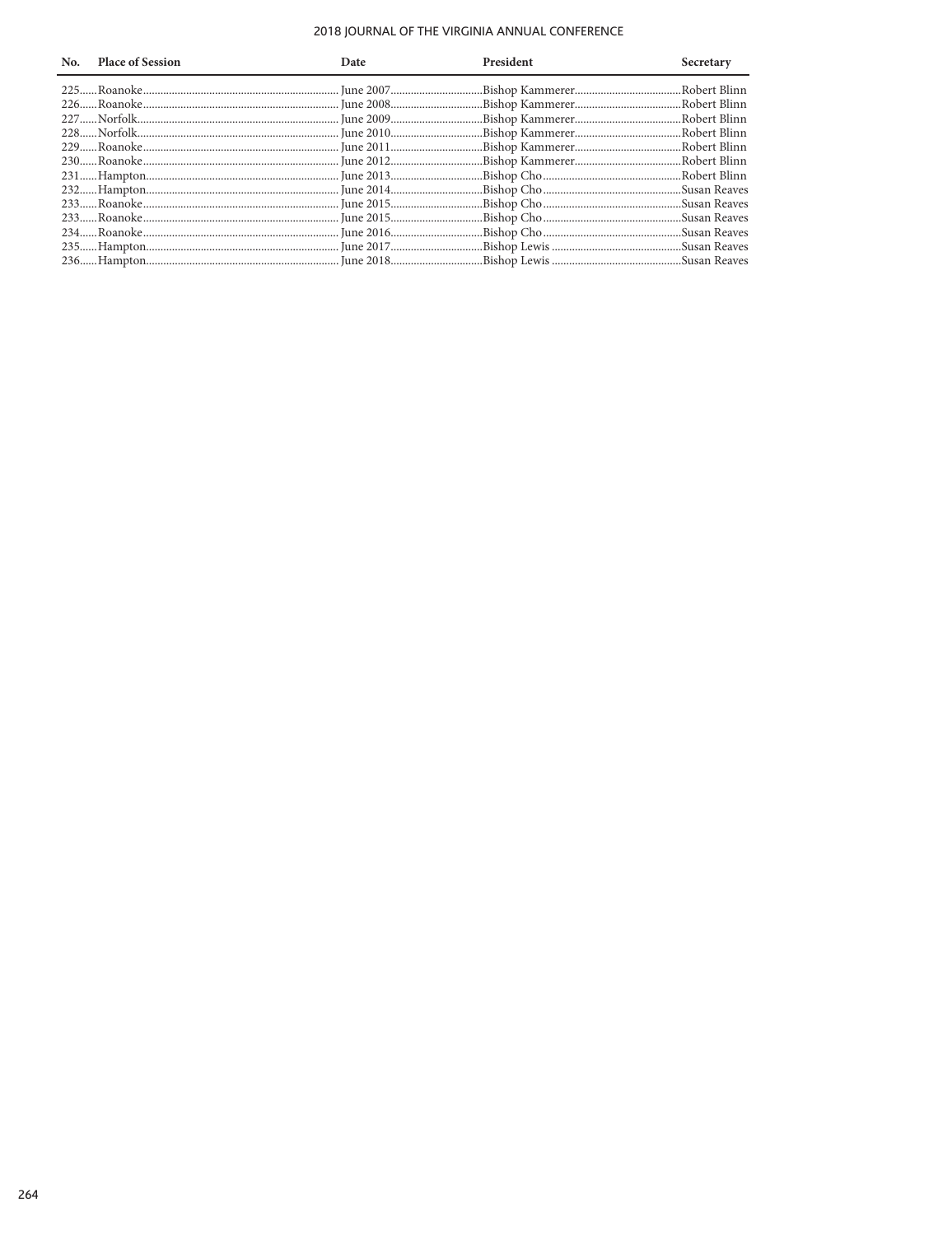| No. | Place of Session | Date | President | Secretary |
|---|---|---|---|---|
| 225 | Roanoke | June 2007 | Bishop Kammerer | Robert Blinn |
| 226 | Roanoke | June 2008 | Bishop Kammerer | Robert Blinn |
| 227 | Norfolk | June 2009 | Bishop Kammerer | Robert Blinn |
| 228 | Norfolk | June 2010 | Bishop Kammerer | Robert Blinn |
| 229 | Roanoke | June 2011 | Bishop Kammerer | Robert Blinn |
| 230 | Roanoke | June 2012 | Bishop Kammerer | Robert Blinn |
| 231 | Hampton | June 2013 | Bishop Cho | Robert Blinn |
| 232 | Hampton | June 2014 | Bishop Cho | Susan Reaves |
| 233 | Roanoke | June 2015 | Bishop Cho | Susan Reaves |
| 233 | Roanoke | June 2015 | Bishop Cho | Susan Reaves |
| 234 | Roanoke | June 2016 | Bishop Cho | Susan Reaves |
| 235 | Hampton | June 2017 | Bishop Lewis | Susan Reaves |
| 236 | Hampton | June 2018 | Bishop Lewis | Susan Reaves |